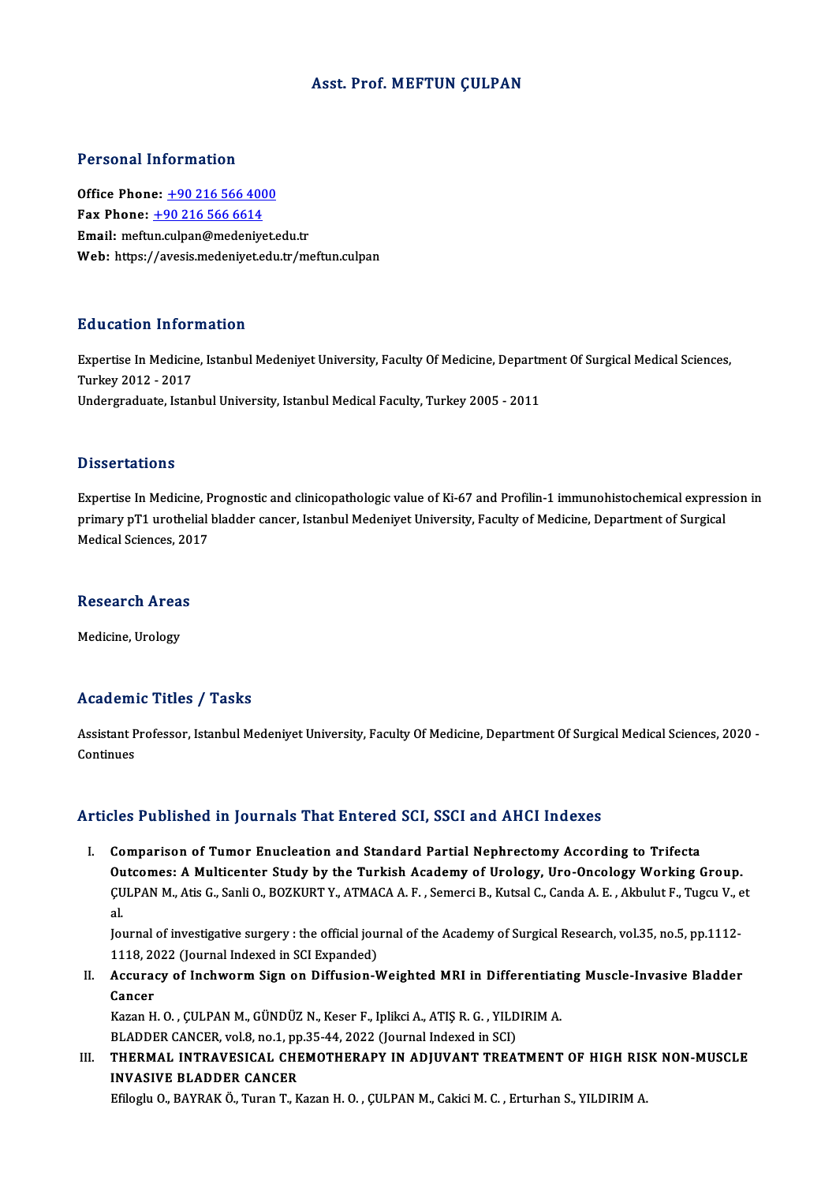# Asst. Prof. MEFTUN ÇULPAN

## Personal Information

**Office Phone:** +90 216 566 4000
**Fax Phone:** +90 216 566 6614
**Email:** meftun.culpan@medeniyet.edu.tr
**Web:** https://avesis.medeniyet.edu.tr/meftun.culpan

## Education Information

Expertise In Medicine, Istanbul Medeniyet University, Faculty Of Medicine, Department Of Surgical Medical Sciences, Turkey 2012 - 2017
Undergraduate, Istanbul University, Istanbul Medical Faculty, Turkey 2005 - 2011

## Dissertations

Expertise In Medicine, Prognostic and clinicopathologic value of Ki-67 and Profilin-1 immunohistochemical expression in primary pT1 urothelial bladder cancer, Istanbul Medeniyet University, Faculty of Medicine, Department of Surgical Medical Sciences, 2017

## Research Areas

Medicine, Urology

## Academic Titles / Tasks

Assistant Professor, Istanbul Medeniyet University, Faculty Of Medicine, Department Of Surgical Medical Sciences, 2020 - Continues

## Articles Published in Journals That Entered SCI, SSCI and AHCI Indexes

I. **Comparison of Tumor Enucleation and Standard Partial Nephrectomy According to Trifecta Outcomes: A Multicenter Study by the Turkish Academy of Urology, Uro-Oncology Working Group.**
ÇULPAN M., Atis G., Sanli O., BOZKURT Y., ATMACA A. F. , Semerci B., Kutsal C., Canda A. E. , Akbulut F., Tugcu V., et al.
Journal of investigative surgery : the official journal of the Academy of Surgical Research, vol.35, no.5, pp.1112-1118, 2022 (Journal Indexed in SCI Expanded)

II. **Accuracy of Inchworm Sign on Diffusion-Weighted MRI in Differentiating Muscle-Invasive Bladder Cancer**
Kazan H. O. , ÇULPAN M., GÜNDÜZ N., Keser F., Iplikci A., ATIŞ R. G. , YILDIRIM A.
BLADDER CANCER, vol.8, no.1, pp.35-44, 2022 (Journal Indexed in SCI)

III. **THERMAL INTRAVESICAL CHEMOTHERAPY IN ADJUVANT TREATMENT OF HIGH RISK NON-MUSCLE INVASIVE BLADDER CANCER**
Efiloglu O., BAYRAK Ö., Turan T., Kazan H. O. , ÇULPAN M., Cakici M. C. , Erturhan S., YILDIRIM A.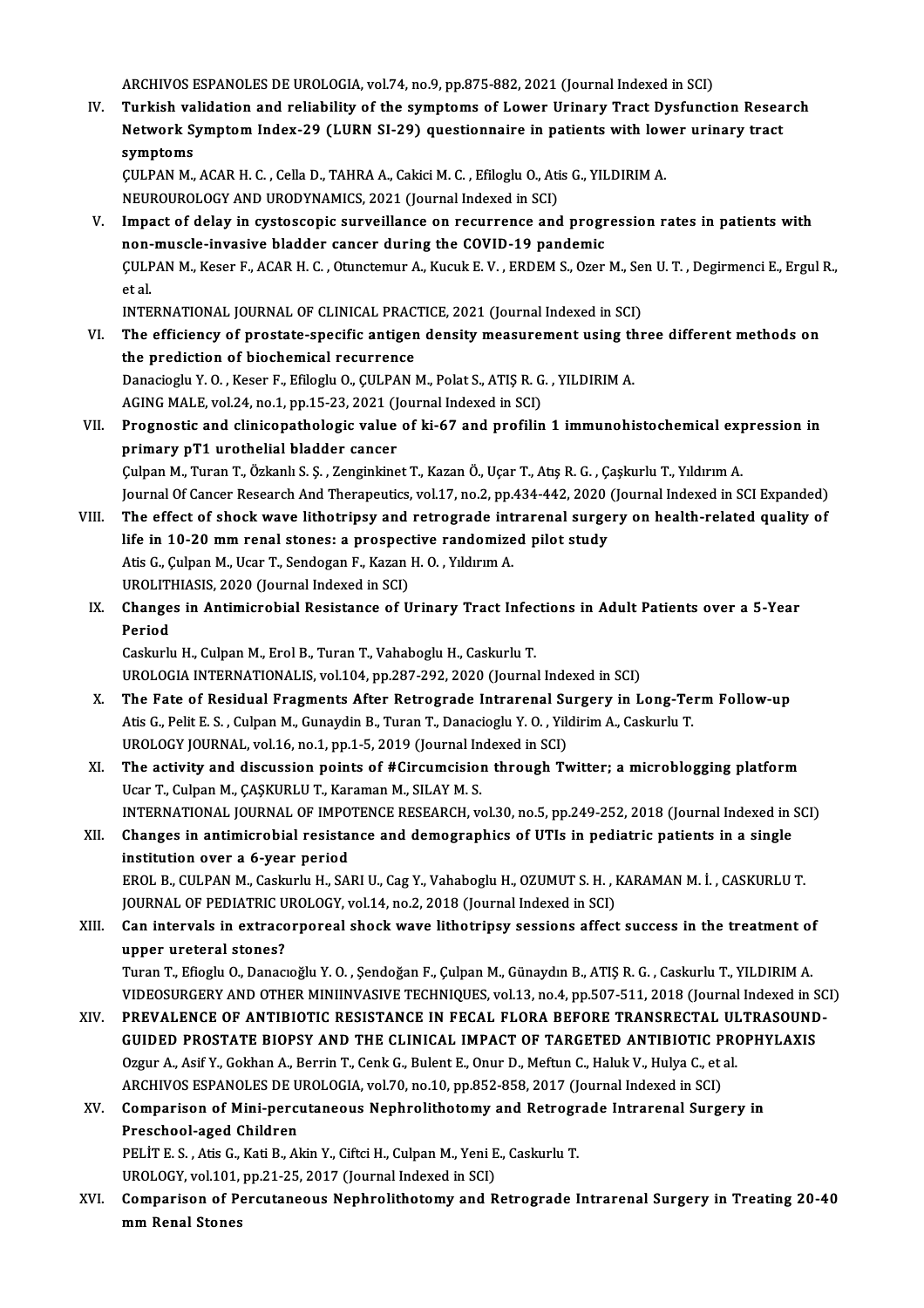ARCHIVOS ESPANOLES DE UROLOGIA, vol.74, no.9, pp.875-882, 2021 (Journal Indexed in SCI)

IV. **Turkish validation and reliability of the symptoms of Lower Urinary Tract Dysfunction Research Network Symptom Index-29 (LURN SI-29) questionnaire in patients with lower urinary tract symptoms**
ÇULPAN M., ACAR H. C. , Cella D., TAHRA A., Cakici M. C. , Efiloglu O., Atis G., YILDIRIM A.
NEUROUROLOGY AND URODYNAMICS, 2021 (Journal Indexed in SCI)

V. **Impact of delay in cystoscopic surveillance on recurrence and progression rates in patients with non-muscle-invasive bladder cancer during the COVID-19 pandemic**
ÇULPAN M., Keser F., ACAR H. C. , Otunctemur A., Kucuk E. V. , ERDEM S., Ozer M., Sen U. T. , Degirmenci E., Ergul R., et al.
INTERNATIONAL JOURNAL OF CLINICAL PRACTICE, 2021 (Journal Indexed in SCI)

VI. **The efficiency of prostate-specific antigen density measurement using three different methods on the prediction of biochemical recurrence**
Danacioglu Y. O. , Keser F., Efiloglu O., ÇULPAN M., Polat S., ATIŞ R. G. , YILDIRIM A.
AGING MALE, vol.24, no.1, pp.15-23, 2021 (Journal Indexed in SCI)

VII. **Prognostic and clinicopathologic value of ki-67 and profilin 1 immunohistochemical expression in primary pT1 urothelial bladder cancer**
Çulpan M., Turan T., Özkanlı S. Ş. , Zenginkinet T., Kazan Ö., Uçar T., Atış R. G. , Çaşkurlu T., Yıldırım A.
Journal Of Cancer Research And Therapeutics, vol.17, no.2, pp.434-442, 2020 (Journal Indexed in SCI Expanded)

VIII. **The effect of shock wave lithotripsy and retrograde intrarenal surgery on health-related quality of life in 10-20 mm renal stones: a prospective randomized pilot study**
Atis G., Çulpan M., Ucar T., Sendogan F., Kazan H. O. , Yıldırım A.
UROLITHIASIS, 2020 (Journal Indexed in SCI)

IX. **Changes in Antimicrobial Resistance of Urinary Tract Infections in Adult Patients over a 5-Year Period**
Caskurlu H., Culpan M., Erol B., Turan T., Vahaboglu H., Caskurlu T.
UROLOGIA INTERNATIONALIS, vol.104, pp.287-292, 2020 (Journal Indexed in SCI)

X. **The Fate of Residual Fragments After Retrograde Intrarenal Surgery in Long-Term Follow-up**
Atis G., Pelit E. S. , Culpan M., Gunaydin B., Turan T., Danacioglu Y. O. , Yildirim A., Caskurlu T.
UROLOGY JOURNAL, vol.16, no.1, pp.1-5, 2019 (Journal Indexed in SCI)

XI. **The activity and discussion points of #Circumcision through Twitter; a microblogging platform**
Ucar T., Culpan M., ÇAŞKURLU T., Karaman M., SILAY M. S.
INTERNATIONAL JOURNAL OF IMPOTENCE RESEARCH, vol.30, no.5, pp.249-252, 2018 (Journal Indexed in SCI)

XII. **Changes in antimicrobial resistance and demographics of UTIs in pediatric patients in a single institution over a 6-year period**
EROL B., CULPAN M., Caskurlu H., SARI U., Cag Y., Vahaboglu H., OZUMUT S. H. , KARAMAN M. İ. , CASKURLU T.
JOURNAL OF PEDIATRIC UROLOGY, vol.14, no.2, 2018 (Journal Indexed in SCI)

XIII. **Can intervals in extracorporeal shock wave lithotripsy sessions affect success in the treatment of upper ureteral stones?**
Turan T., Efioglu O., Danacıoğlu Y. O. , Şendoğan F., Çulpan M., Günaydın B., ATIŞ R. G. , Caskurlu T., YILDIRIM A.
VIDEOSURGERY AND OTHER MINIINVASIVE TECHNIQUES, vol.13, no.4, pp.507-511, 2018 (Journal Indexed in SCI)

XIV. **PREVALENCE OF ANTIBIOTIC RESISTANCE IN FECAL FLORA BEFORE TRANSRECTAL ULTRASOUND-GUIDED PROSTATE BIOPSY AND THE CLINICAL IMPACT OF TARGETED ANTIBIOTIC PROPHYLAXIS**
Ozgur A., Asif Y., Gokhan A., Berrin T., Cenk G., Bulent E., Onur D., Meftun C., Haluk V., Hulya C., et al.
ARCHIVOS ESPANOLES DE UROLOGIA, vol.70, no.10, pp.852-858, 2017 (Journal Indexed in SCI)

XV. **Comparison of Mini-percutaneous Nephrolithotomy and Retrograde Intrarenal Surgery in Preschool-aged Children**
PELİT E. S. , Atis G., Kati B., Akin Y., Ciftci H., Culpan M., Yeni E., Caskurlu T.
UROLOGY, vol.101, pp.21-25, 2017 (Journal Indexed in SCI)

XVI. **Comparison of Percutaneous Nephrolithotomy and Retrograde Intrarenal Surgery in Treating 20-40 mm Renal Stones**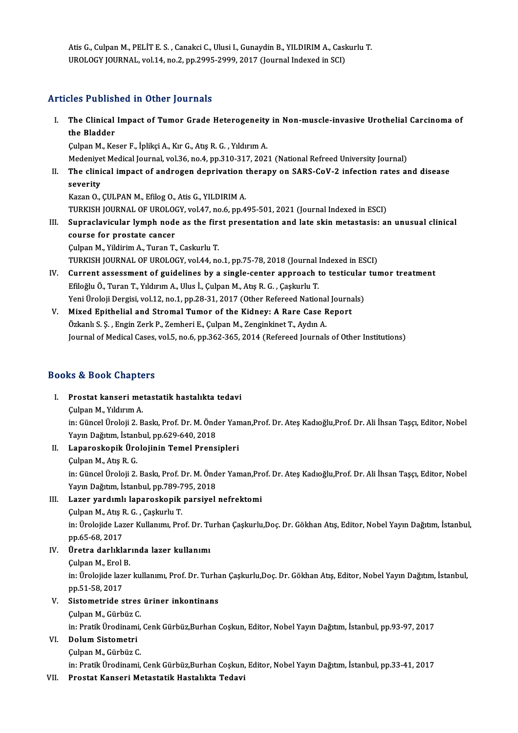Atis G., Culpan M., PELİT E. S. , Canakci C., Ulusi I., Gunaydin B., YILDIRIM A., Caskurlu T.
UROLOGY JOURNAL, vol.14, no.2, pp.2995-2999, 2017 (Journal Indexed in SCI)

## Articles Published in Other Journals

I. **The Clinical Impact of Tumor Grade Heterogeneity in Non-muscle-invasive Urothelial Carcinoma of the Bladder**
Çulpan M., Keser F., İplikçi A., Kır G., Atış R. G. , Yıldırım A.
Medeniyet Medical Journal, vol.36, no.4, pp.310-317, 2021 (National Refreed University Journal)

II. **The clinical impact of androgen deprivation therapy on SARS-CoV-2 infection rates and disease severity**
Kazan O., ÇULPAN M., Efilog O., Atis G., YILDIRIM A.
TURKISH JOURNAL OF UROLOGY, vol.47, no.6, pp.495-501, 2021 (Journal Indexed in ESCI)

III. **Supraclavicular lymph node as the first presentation and late skin metastasis: an unusual clinical course for prostate cancer**
Çulpan M., Yildirim A., Turan T., Caskurlu T.
TURKISH JOURNAL OF UROLOGY, vol.44, no.1, pp.75-78, 2018 (Journal Indexed in ESCI)

IV. **Current assessment of guidelines by a single-center approach to testicular tumor treatment**
Efiloğlu Ö., Turan T., Yıldırım A., Ulus İ., Çulpan M., Atış R. G. , Çaşkurlu T.
Yeni Üroloji Dergisi, vol.12, no.1, pp.28-31, 2017 (Other Refereed National Journals)

V. **Mixed Epithelial and Stromal Tumor of the Kidney: A Rare Case Report**
Özkanlı S. Ş. , Engin Zerk P., Zemheri E., Çulpan M., Zenginkinet T., Aydın A.
Journal of Medical Cases, vol.5, no.6, pp.362-365, 2014 (Refereed Journals of Other Institutions)

## Books & Book Chapters

I. **Prostat kanseri metastatik hastalıkta tedavi**
Çulpan M., Yıldırım A.
in: Güncel Üroloji 2. Baskı, Prof. Dr. M. Önder Yaman,Prof. Dr. Ateş Kadıoğlu,Prof. Dr. Ali İhsan Taşçı, Editor, Nobel Yayın Dağıtım, İstanbul, pp.629-640, 2018

II. **Laparoskopik Ürolojinin Temel Prensipleri**
Çulpan M., Atış R. G.
in: Güncel Üroloji 2. Baskı, Prof. Dr. M. Önder Yaman,Prof. Dr. Ateş Kadıoğlu,Prof. Dr. Ali İhsan Taşçı, Editor, Nobel Yayın Dağıtım, İstanbul, pp.789-795, 2018

III. **Lazer yardımlı laparoskopik parsiyel nefrektomi**
Çulpan M., Atış R. G. , Çaşkurlu T.
in: Ürolojide Lazer Kullanımı, Prof. Dr. Turhan Çaşkurlu,Doç. Dr. Gökhan Atış, Editor, Nobel Yayın Dağıtım, İstanbul, pp.65-68, 2017

IV. **Üretra darlıklarında lazer kullanımı**
Çulpan M., Erol B.
in: Ürolojide lazer kullanımı, Prof. Dr. Turhan Çaşkurlu,Doç. Dr. Gökhan Atış, Editor, Nobel Yayın Dağıtım, İstanbul, pp.51-58, 2017

V. **Sistometride stres üriner inkontinans**
Çulpan M., Gürbüz C.
in: Pratik Ürodinami, Cenk Gürbüz,Burhan Coşkun, Editor, Nobel Yayın Dağıtım, İstanbul, pp.93-97, 2017

VI. **Dolum Sistometri**
Çulpan M., Gürbüz C.
in: Pratik Ürodinami, Cenk Gürbüz,Burhan Coşkun, Editor, Nobel Yayın Dağıtım, İstanbul, pp.33-41, 2017

VII. **Prostat Kanseri Metastatik Hastalıkta Tedavi**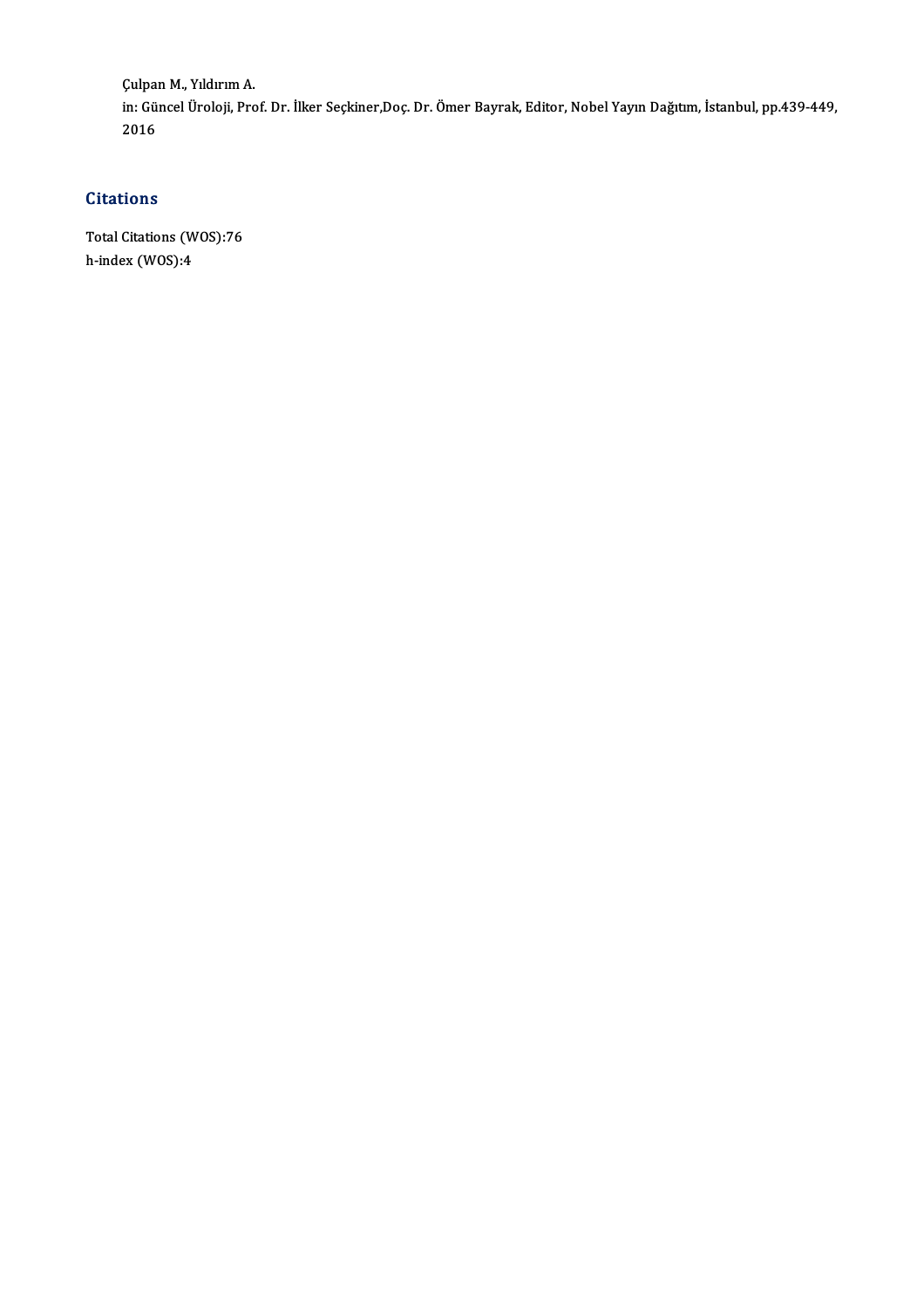Çulpan M., Yıldırım A.

in: Güncel Üroloji, Prof. Dr. İlker Seçkiner,Doç. Dr. Ömer Bayrak, Editor, Nobel Yayın Dağıtım, İstanbul, pp.439-449, 2016

## Citations

Total Citations (WOS):76

h-index (WOS):4